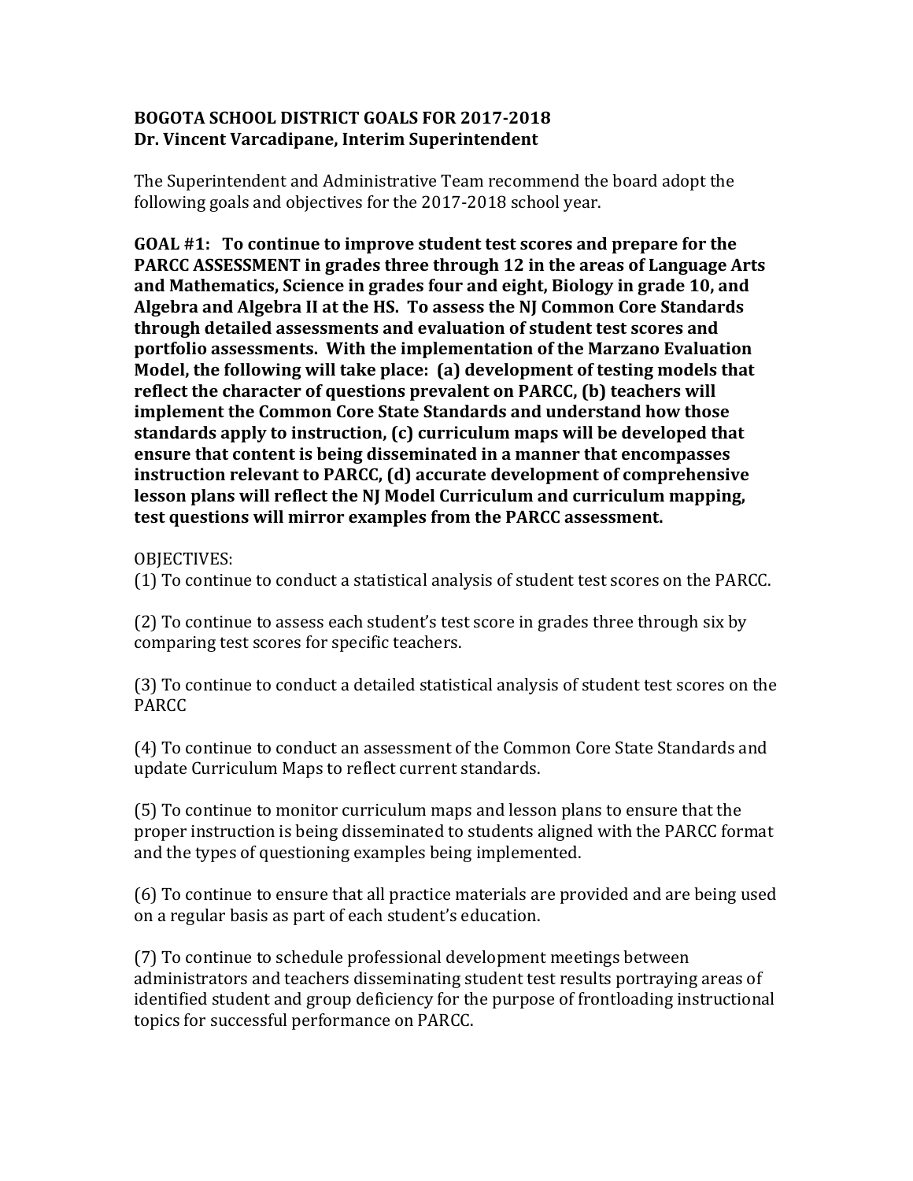**BOGOTA SCHOOL DISTRICT GOALS FOR 2017-2018**
**Dr. Vincent Varcadipane, Interim Superintendent**

The Superintendent and Administrative Team recommend the board adopt the following goals and objectives for the 2017-2018 school year.

**GOAL #1: To continue to improve student test scores and prepare for the PARCC ASSESSMENT in grades three through 12 in the areas of Language Arts and Mathematics, Science in grades four and eight, Biology in grade 10, and Algebra and Algebra II at the HS. To assess the NJ Common Core Standards through detailed assessments and evaluation of student test scores and portfolio assessments. With the implementation of the Marzano Evaluation Model, the following will take place: (a) development of testing models that reflect the character of questions prevalent on PARCC, (b) teachers will implement the Common Core State Standards and understand how those standards apply to instruction, (c) curriculum maps will be developed that ensure that content is being disseminated in a manner that encompasses instruction relevant to PARCC, (d) accurate development of comprehensive lesson plans will reflect the NJ Model Curriculum and curriculum mapping, test questions will mirror examples from the PARCC assessment.**

OBJECTIVES:

(1) To continue to conduct a statistical analysis of student test scores on the PARCC.

(2) To continue to assess each student's test score in grades three through six by comparing test scores for specific teachers.

(3) To continue to conduct a detailed statistical analysis of student test scores on the PARCC

(4) To continue to conduct an assessment of the Common Core State Standards and update Curriculum Maps to reflect current standards.

(5) To continue to monitor curriculum maps and lesson plans to ensure that the proper instruction is being disseminated to students aligned with the PARCC format and the types of questioning examples being implemented.

(6) To continue to ensure that all practice materials are provided and are being used on a regular basis as part of each student's education.

(7) To continue to schedule professional development meetings between administrators and teachers disseminating student test results portraying areas of identified student and group deficiency for the purpose of frontloading instructional topics for successful performance on PARCC.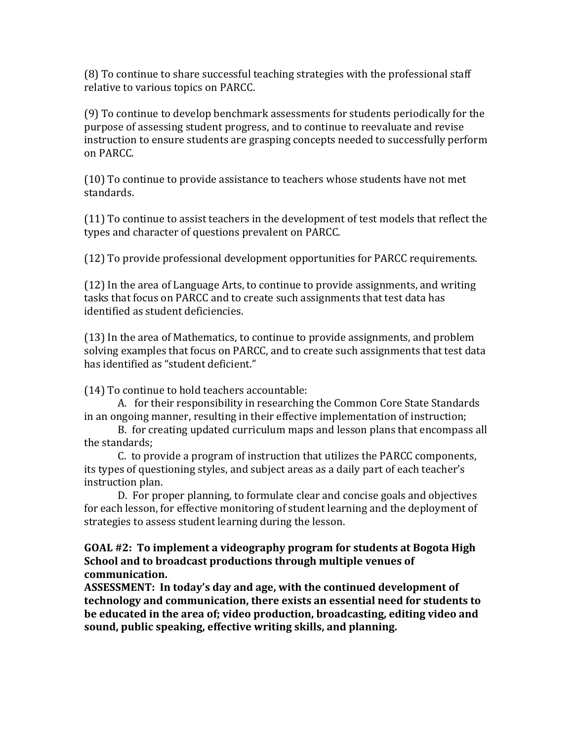(8) To continue to share successful teaching strategies with the professional staff relative to various topics on PARCC.

(9) To continue to develop benchmark assessments for students periodically for the purpose of assessing student progress, and to continue to reevaluate and revise instruction to ensure students are grasping concepts needed to successfully perform on PARCC.

(10) To continue to provide assistance to teachers whose students have not met standards.

(11) To continue to assist teachers in the development of test models that reflect the types and character of questions prevalent on PARCC.

(12) To provide professional development opportunities for PARCC requirements.

(12) In the area of Language Arts, to continue to provide assignments, and writing tasks that focus on PARCC and to create such assignments that test data has identified as student deficiencies.

(13) In the area of Mathematics, to continue to provide assignments, and problem solving examples that focus on PARCC, and to create such assignments that test data has identified as "student deficient."

(14) To continue to hold teachers accountable:

A. for their responsibility in researching the Common Core State Standards in an ongoing manner, resulting in their effective implementation of instruction;

B. for creating updated curriculum maps and lesson plans that encompass all the standards;

C. to provide a program of instruction that utilizes the PARCC components, its types of questioning styles, and subject areas as a daily part of each teacher's instruction plan.

D. For proper planning, to formulate clear and concise goals and objectives for each lesson, for effective monitoring of student learning and the deployment of strategies to assess student learning during the lesson.

**GOAL #2: To implement a videography program for students at Bogota High School and to broadcast productions through multiple venues of communication.**

**ASSESSMENT: In today's day and age, with the continued development of technology and communication, there exists an essential need for students to be educated in the area of; video production, broadcasting, editing video and sound, public speaking, effective writing skills, and planning.**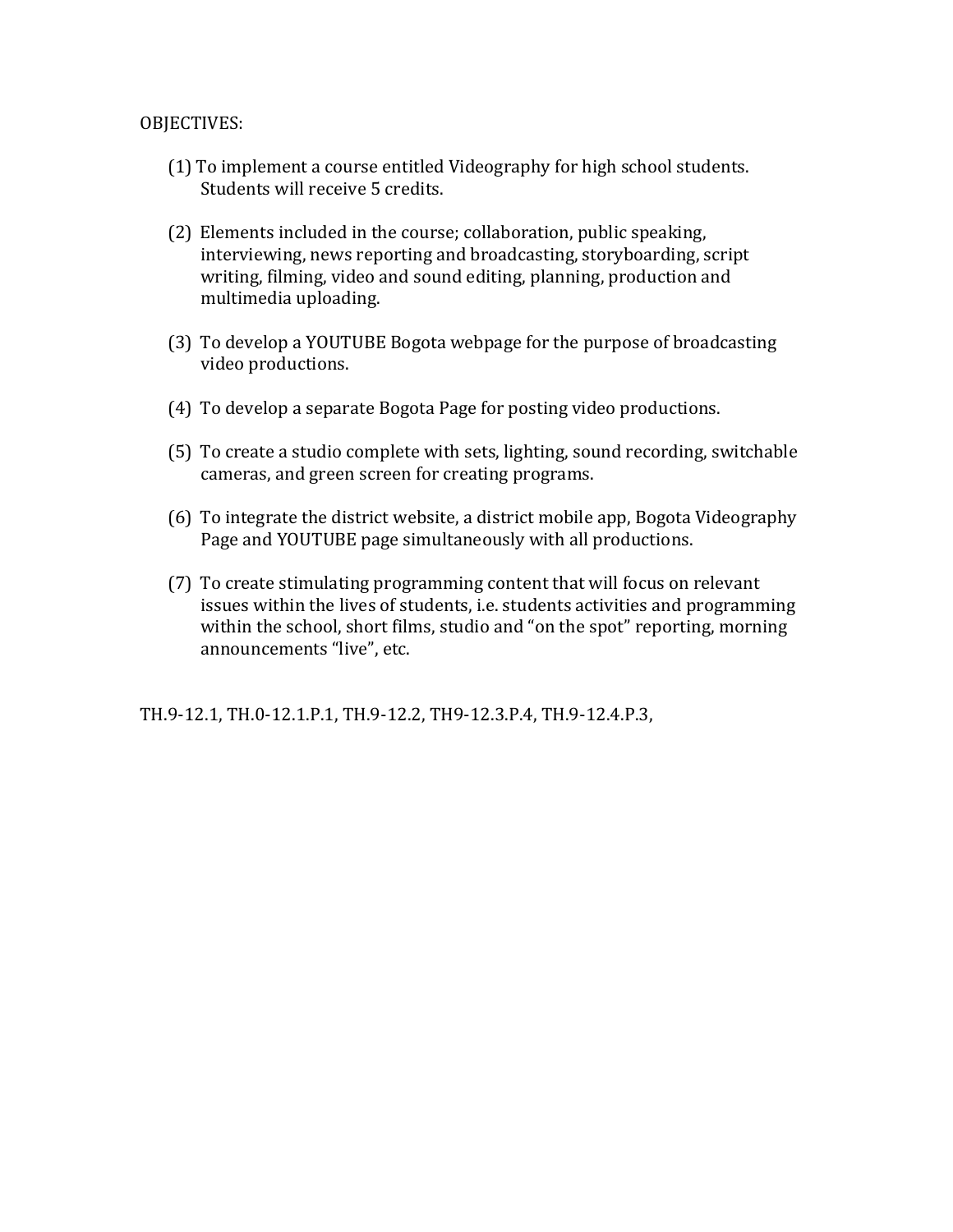OBJECTIVES:

(1) To implement a course entitled Videography for high school students. Students will receive 5 credits.

(2) Elements included in the course; collaboration, public speaking, interviewing, news reporting and broadcasting, storyboarding, script writing, filming, video and sound editing, planning, production and multimedia uploading.

(3) To develop a YOUTUBE Bogota webpage for the purpose of broadcasting video productions.

(4) To develop a separate Bogota Page for posting video productions.

(5) To create a studio complete with sets, lighting, sound recording, switchable cameras, and green screen for creating programs.

(6) To integrate the district website, a district mobile app, Bogota Videography Page and YOUTUBE page simultaneously with all productions.

(7) To create stimulating programming content that will focus on relevant issues within the lives of students, i.e. students activities and programming within the school, short films, studio and "on the spot" reporting, morning announcements "live", etc.

TH.9-12.1, TH.0-12.1.P.1, TH.9-12.2, TH9-12.3.P.4, TH.9-12.4.P.3,